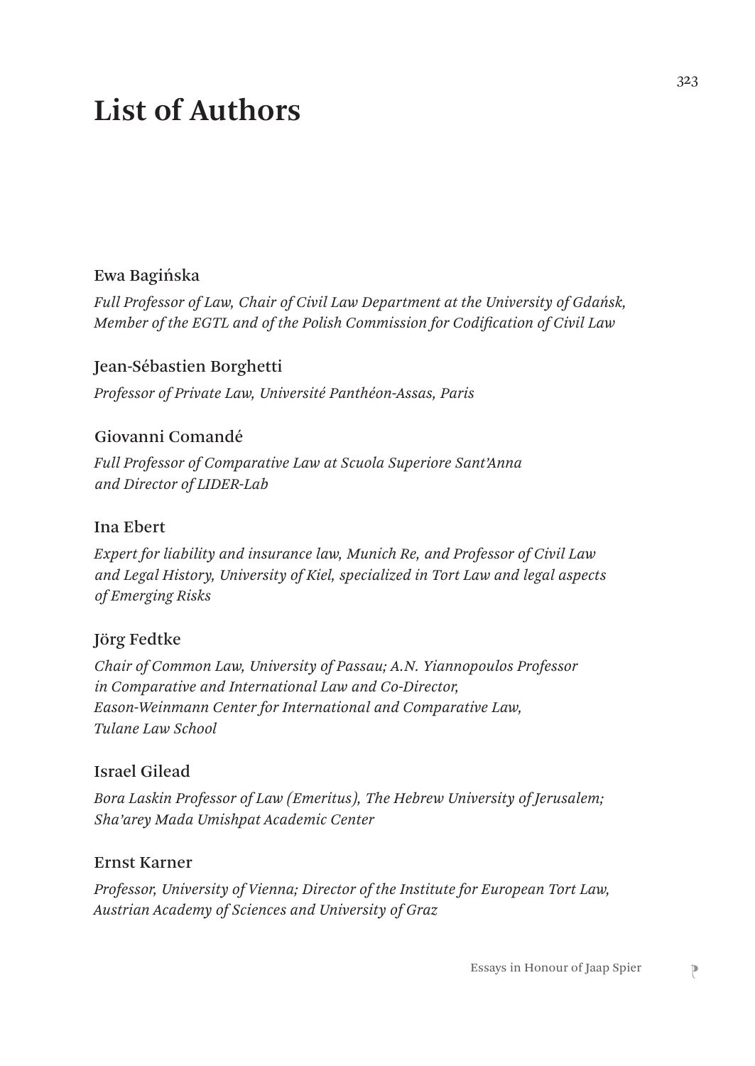# List of Authors

### Ewa Bagińska

*Full Professor of Law, Chair of Civil Law Department at the University of Gdańsk, Member of the EGTL and of the Polish Commission for Codification of Civil Law*

### Jean-Sébastien Borghetti

*Professor of Private Law, Université Panthéon-Assas, Paris*

### Giovanni Comandé

*Full Professor of Comparative Law at Scuola Superiore Sant'Anna and Director of LIDER-Lab*

### Ina Ebert

*Expert for liability and insurance law, Munich Re, and Professor of Civil Law and Legal History, University of Kiel, specialized in Tort Law and legal aspects of Emerging Risks*

### Jörg Fedtke

*Chair of Common Law, University of Passau; A.N. Yiannopoulos Professor in Comparative and International Law and Co-Director, Eason-Weinmann Center for International and Comparative Law, Tulane Law School*

### Israel Gilead

*Bora Laskin Professor of Law (Emeritus), The Hebrew University of Jerusalem; Sha'arey Mada Umishpat Academic Center*

### Ernst Karner

*Professor, University of Vienna; Director of the Institute for European Tort Law, Austrian Academy of Sciences and University of Graz*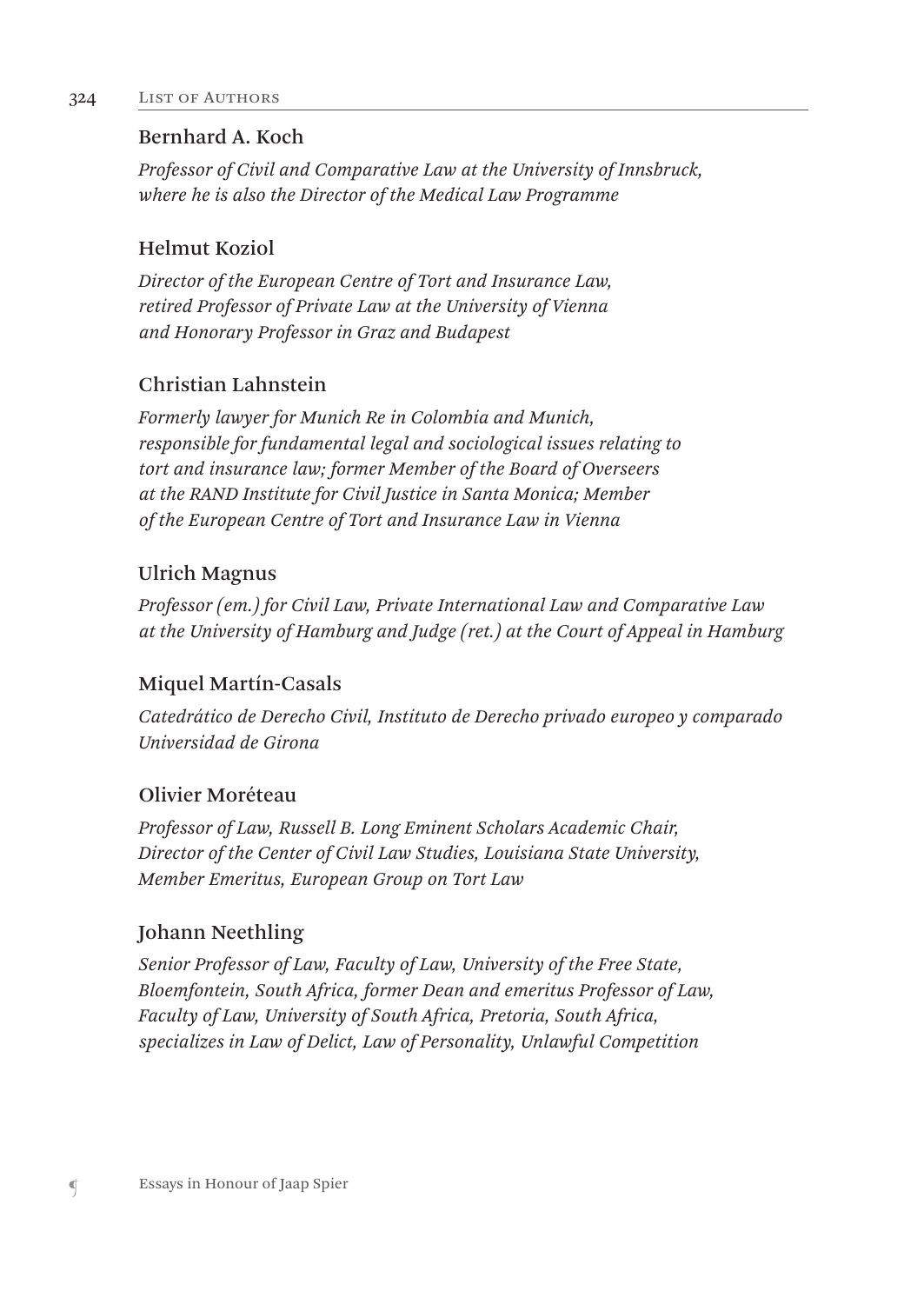### Bernhard A. Koch

*Professor of Civil and Comparative Law at the University of Innsbruck, where he is also the Director of the Medical Law Programme*

### Helmut Koziol

*Director of the European Centre of Tort and Insurance Law, retired Professor of Private Law at the University of Vienna and Honorary Professor in Graz and Budapest*

### Christian Lahnstein

*Formerly lawyer for Munich Re in Colombia and Munich, responsible for fundamental legal and sociological issues relating to tort and insurance law; former Member of the Board of Overseers at the RAND Institute for Civil Justice in Santa Monica; Member of the European Centre of Tort and Insurance Law in Vienna*

### Ulrich Magnus

*Professor (em.) for Civil Law, Private International Law and Comparative Law at the University of Hamburg and Judge (ret.) at the Court of Appeal in Hamburg*

### Miquel Martín-Casals

*Catedrático de Derecho Civil, Instituto de Derecho privado europeo y comparado Universidad de Girona*

### Olivier Moréteau

*Professor of Law, Russell B. Long Eminent Scholars Academic Chair, Director of the Center of Civil Law Studies, Louisiana State University, Member Emeritus, European Group on Tort Law*

### Johann Neethling

*Senior Professor of Law, Faculty of Law, University of the Free State, Bloemfontein, South Africa, former Dean and emeritus Professor of Law, Faculty of Law, University of South Africa, Pretoria, South Africa, specializes in Law of Delict, Law of Personality, Unlawful Competition*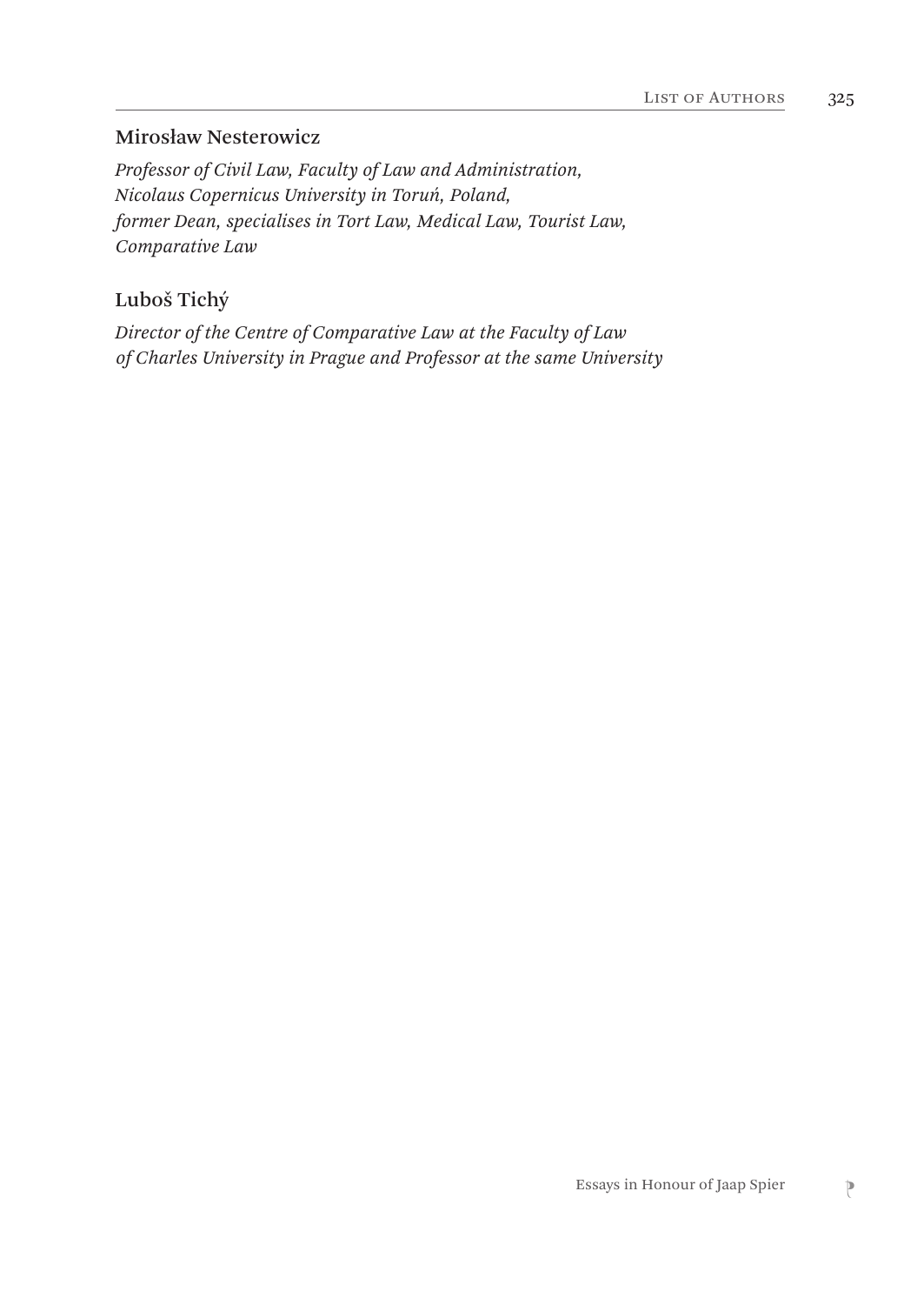**Mirosław Nesterowicz**

*Professor of Civil Law, Faculty of Law and Administration, Nicolaus Copernicus University in Toruń, Poland, former Dean, specialises in Tort Law, Medical Law, Tourist Law, Comparative Law*

**Luboš Tichý**

*Director of the Centre of Comparative Law at the Faculty of Law of Charles University in Prague and Professor at the same University*